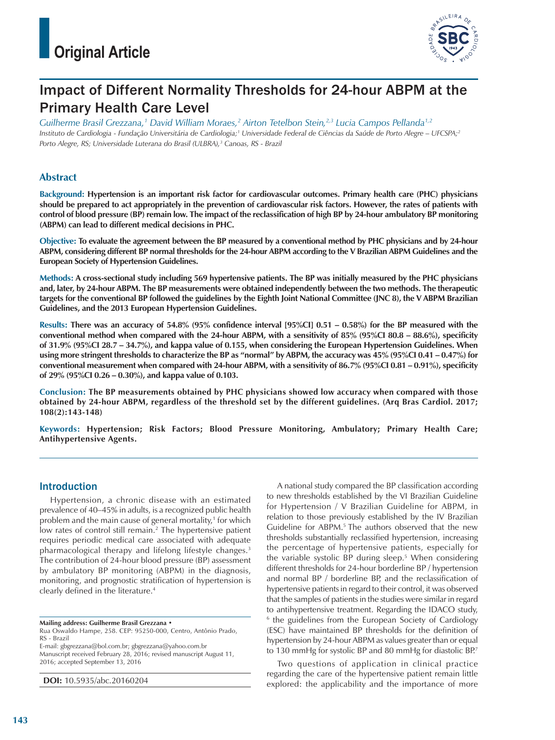# Original Article

## Impact of Different Normality Thresholds for 24-hour ABPM at the Primary Health Care Level

*Guilherme Brasil Grezzana,[1] David William Moraes,[2] Airton Tetelbon Stein,[2,3] Lucia Campos Pellanda[1,2]*

*Instituto de Cardiologia - Fundação Universitária de Cardiologia;[1] Universidade Federal de Ciências da Saúde de Porto Alegre – UFCSPA;[2] Porto Alegre, RS; Universidade Luterana do Brasil (ULBRA),[3] Canoas, RS - Brazil*

### Abstract

**Background:** **Hypertension is an important risk factor for cardiovascular outcomes. Primary health care (PHC) physicians should be prepared to act appropriately in the prevention of cardiovascular risk factors. However, the rates of patients with control of blood pressure (BP) remain low. The impact of the reclassification of high BP by 24-hour ambulatory BP monitoring (ABPM) can lead to different medical decisions in PHC.**

**Objective:** **To evaluate the agreement between the BP measured by a conventional method by PHC physicians and by 24-hour ABPM, considering different BP normal thresholds for the 24-hour ABPM according to the V Brazilian ABPM Guidelines and the European Society of Hypertension Guidelines.**

**Methods:** **A cross-sectional study including 569 hypertensive patients. The BP was initially measured by the PHC physicians and, later, by 24-hour ABPM. The BP measurements were obtained independently between the two methods. The therapeutic targets for the conventional BP followed the guidelines by the Eighth Joint National Committee (JNC 8), the V ABPM Brazilian Guidelines, and the 2013 European Hypertension Guidelines.**

**Results:** **There was an accuracy of 54.8% (95% confidence interval [95%CI] 0.51 – 0.58%) for the BP measured with the conventional method when compared with the 24-hour ABPM, with a sensitivity of 85% (95%CI 80.8 – 88.6%), specificity of 31.9% (95%CI 28.7 – 34.7%), and kappa value of 0.155, when considering the European Hypertension Guidelines. When using more stringent thresholds to characterize the BP as "normal" by ABPM, the accuracy was 45% (95%CI 0.41 – 0.47%) for conventional measurement when compared with 24-hour ABPM, with a sensitivity of 86.7% (95%CI 0.81 – 0.91%), specificity of 29% (95%CI 0.26 – 0.30%), and kappa value of 0.103.**

**Conclusion:** **The BP measurements obtained by PHC physicians showed low accuracy when compared with those obtained by 24-hour ABPM, regardless of the threshold set by the different guidelines. (Arq Bras Cardiol. 2017; 108(2):143-148)**

**Keywords:** **Hypertension; Risk Factors; Blood Pressure Monitoring, Ambulatory; Primary Health Care; Antihypertensive Agents.**

### Introduction

Hypertension, a chronic disease with an estimated prevalence of 40–45% in adults, is a recognized public health problem and the main cause of general mortality,[1] for which low rates of control still remain.[2] The hypertensive patient requires periodic medical care associated with adequate pharmacological therapy and lifelong lifestyle changes.[3] The contribution of 24-hour blood pressure (BP) assessment by ambulatory BP monitoring (ABPM) in the diagnosis, monitoring, and prognostic stratification of hypertension is clearly defined in the literature.[4]

A national study compared the BP classification according to new thresholds established by the VI Brazilian Guideline for Hypertension / V Brazilian Guideline for ABPM, in relation to those previously established by the IV Brazilian Guideline for ABPM.[5] The authors observed that the new thresholds substantially reclassified hypertension, increasing the percentage of hypertensive patients, especially for the variable systolic BP during sleep.[5] When considering different thresholds for 24-hour borderline BP / hypertension and normal BP / borderline BP, and the reclassification of hypertensive patients in regard to their control, it was observed that the samples of patients in the studies were similar in regard to antihypertensive treatment. Regarding the IDACO study,[6] the guidelines from the European Society of Cardiology (ESC) have maintained BP thresholds for the definition of hypertension by 24-hour ABPM as values greater than or equal to 130 mmHg for systolic BP and 80 mmHg for diastolic BP.[7]

Two questions of application in clinical practice regarding the care of the hypertensive patient remain little explored: the applicability and the importance of more

**Mailing address: Guilherme Brasil Grezzana •**
Rua Oswaldo Hampe, 258. CEP: 95250-000, Centro, Antônio Prado, RS - Brazil
E-mail: gbgrezzana@bol.com.br; gbgrezzana@yahoo.com.br
Manuscript received February 28, 2016; revised manuscript August 11, 2016; accepted September 13, 2016

**DOI:** 10.5935/abc.20160204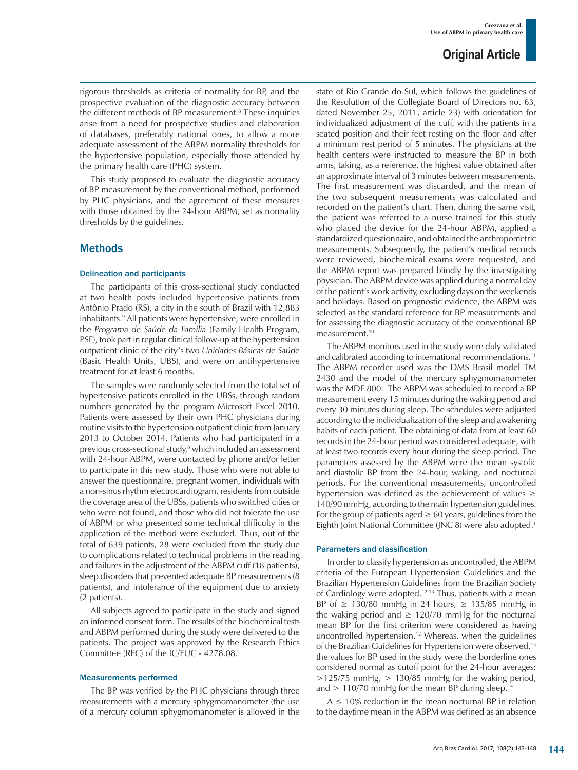rigorous thresholds as criteria of normality for BP, and the prospective evaluation of the diagnostic accuracy between the different methods of BP measurement.[8] These inquiries arise from a need for prospective studies and elaboration of databases, preferably national ones, to allow a more adequate assessment of the ABPM normality thresholds for the hypertensive population, especially those attended by the primary health care (PHC) system.

This study proposed to evaluate the diagnostic accuracy of BP measurement by the conventional method, performed by PHC physicians, and the agreement of these measures with those obtained by the 24-hour ABPM, set as normality thresholds by the guidelines.

## Methods

### Delineation and participants

The participants of this cross-sectional study conducted at two health posts included hypertensive patients from Antônio Prado (RS), a city in the south of Brazil with 12,883 inhabitants.[9] All patients were hypertensive, were enrolled in the *Programa de Saúde da Família* (Family Health Program, PSF), took part in regular clinical follow-up at the hypertension outpatient clinic of the city's two *Unidades Básicas de Saúde* (Basic Health Units, UBS), and were on antihypertensive treatment for at least 6 months.

The samples were randomly selected from the total set of hypertensive patients enrolled in the UBSs, through random numbers generated by the program Microsoft Excel 2010. Patients were assessed by their own PHC physicians during routine visits to the hypertension outpatient clinic from January 2013 to October 2014. Patients who had participated in a previous cross-sectional study,[8] which included an assessment with 24-hour ABPM, were contacted by phone and/or letter to participate in this new study. Those who were not able to answer the questionnaire, pregnant women, individuals with a non-sinus rhythm electrocardiogram, residents from outside the coverage area of the UBSs, patients who switched cities or who were not found, and those who did not tolerate the use of ABPM or who presented some technical difficulty in the application of the method were excluded. Thus, out of the total of 639 patients, 28 were excluded from the study due to complications related to technical problems in the reading and failures in the adjustment of the ABPM cuff (18 patients), sleep disorders that prevented adequate BP measurements (8 patients), and intolerance of the equipment due to anxiety (2 patients).

All subjects agreed to participate in the study and signed an informed consent form. The results of the biochemical tests and ABPM performed during the study were delivered to the patients. The project was approved by the Research Ethics Committee (REC) of the IC/FUC - 4278.08.

### Measurements performed

The BP was verified by the PHC physicians through three measurements with a mercury sphygmomanometer (the use of a mercury column sphygmomanometer is allowed in the state of Rio Grande do Sul, which follows the guidelines of the Resolution of the Collegiate Board of Directors no. 63, dated November 25, 2011, article 23) with orientation for individualized adjustment of the cuff, with the patients in a seated position and their feet resting on the floor and after a minimum rest period of 5 minutes. The physicians at the health centers were instructed to measure the BP in both arms, taking, as a reference, the highest value obtained after an approximate interval of 3 minutes between measurements. The first measurement was discarded, and the mean of the two subsequent measurements was calculated and recorded on the patient's chart. Then, during the same visit, the patient was referred to a nurse trained for this study who placed the device for the 24-hour ABPM, applied a standardized questionnaire, and obtained the anthropometric measurements. Subsequently, the patient's medical records were reviewed, biochemical exams were requested, and the ABPM report was prepared blindly by the investigating physician. The ABPM device was applied during a normal day of the patient's work activity, excluding days on the weekends and holidays. Based on prognostic evidence, the ABPM was selected as the standard reference for BP measurements and for assessing the diagnostic accuracy of the conventional BP measurement.[10]

The ABPM monitors used in the study were duly validated and calibrated according to international recommendations.[11] The ABPM recorder used was the DMS Brasil model TM 2430 and the model of the mercury sphygmomanometer was the MDF 800. The ABPM was scheduled to record a BP measurement every 15 minutes during the waking period and every 30 minutes during sleep. The schedules were adjusted according to the individualization of the sleep and awakening habits of each patient. The obtaining of data from at least 60 records in the 24-hour period was considered adequate, with at least two records every hour during the sleep period. The parameters assessed by the ABPM were the mean systolic and diastolic BP from the 24-hour, waking, and nocturnal periods. For the conventional measurements, uncontrolled hypertension was defined as the achievement of values ≥ 140/90 mmHg, according to the main hypertension guidelines. For the group of patients aged ≥ 60 years, guidelines from the Eighth Joint National Committee (JNC 8) were also adopted.[1]

### Parameters and classification

In order to classify hypertension as uncontrolled, the ABPM criteria of the European Hypertension Guidelines and the Brazilian Hypertension Guidelines from the Brazilian Society of Cardiology were adopted.[12,13] Thus, patients with a mean BP of ≥ 130/80 mmHg in 24 hours, ≥ 135/85 mmHg in the waking period and ≥ 120/70 mmHg for the nocturnal mean BP for the first criterion were considered as having uncontrolled hypertension.[12] Whereas, when the guidelines of the Brazilian Guidelines for Hypertension were observed,[13] the values for BP used in the study were the borderline ones considered normal as cutoff point for the 24-hour averages: >125/75 mmHg, > 130/85 mmHg for the waking period, and > 110/70 mmHg for the mean BP during sleep.[14]

A ≤ 10% reduction in the mean nocturnal BP in relation to the daytime mean in the ABPM was defined as an absence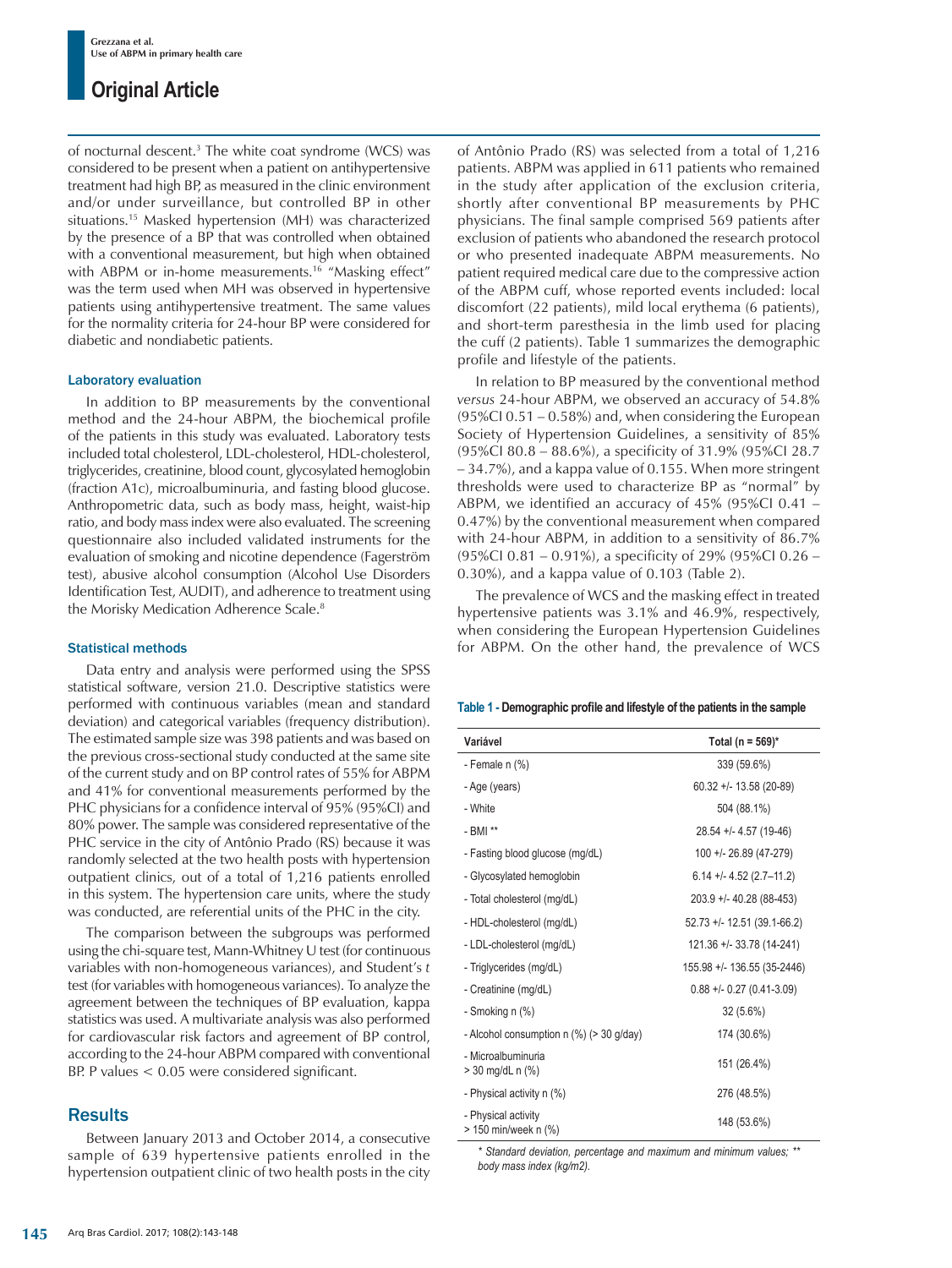of nocturnal descent.[3] The white coat syndrome (WCS) was considered to be present when a patient on antihypertensive treatment had high BP, as measured in the clinic environment and/or under surveillance, but controlled BP in other situations.[15] Masked hypertension (MH) was characterized by the presence of a BP that was controlled when obtained with a conventional measurement, but high when obtained with ABPM or in-home measurements.[16] "Masking effect" was the term used when MH was observed in hypertensive patients using antihypertensive treatment. The same values for the normality criteria for 24-hour BP were considered for diabetic and nondiabetic patients.

### Laboratory evaluation

In addition to BP measurements by the conventional method and the 24-hour ABPM, the biochemical profile of the patients in this study was evaluated. Laboratory tests included total cholesterol, LDL-cholesterol, HDL-cholesterol, triglycerides, creatinine, blood count, glycosylated hemoglobin (fraction A1c), microalbuminuria, and fasting blood glucose. Anthropometric data, such as body mass, height, waist-hip ratio, and body mass index were also evaluated. The screening questionnaire also included validated instruments for the evaluation of smoking and nicotine dependence (Fagerström test), abusive alcohol consumption (Alcohol Use Disorders Identification Test, AUDIT), and adherence to treatment using the Morisky Medication Adherence Scale.[8]

### Statistical methods

Data entry and analysis were performed using the SPSS statistical software, version 21.0. Descriptive statistics were performed with continuous variables (mean and standard deviation) and categorical variables (frequency distribution). The estimated sample size was 398 patients and was based on the previous cross-sectional study conducted at the same site of the current study and on BP control rates of 55% for ABPM and 41% for conventional measurements performed by the PHC physicians for a confidence interval of 95% (95%CI) and 80% power. The sample was considered representative of the PHC service in the city of Antônio Prado (RS) because it was randomly selected at the two health posts with hypertension outpatient clinics, out of a total of 1,216 patients enrolled in this system. The hypertension care units, where the study was conducted, are referential units of the PHC in the city.

The comparison between the subgroups was performed using the chi-square test, Mann-Whitney U test (for continuous variables with non-homogeneous variances), and Student's *t* test (for variables with homogeneous variances). To analyze the agreement between the techniques of BP evaluation, kappa statistics was used. A multivariate analysis was also performed for cardiovascular risk factors and agreement of BP control, according to the 24-hour ABPM compared with conventional BP. P values < 0.05 were considered significant.

## Results

Between January 2013 and October 2014, a consecutive sample of 639 hypertensive patients enrolled in the hypertension outpatient clinic of two health posts in the city of Antônio Prado (RS) was selected from a total of 1,216 patients. ABPM was applied in 611 patients who remained in the study after application of the exclusion criteria, shortly after conventional BP measurements by PHC physicians. The final sample comprised 569 patients after exclusion of patients who abandoned the research protocol or who presented inadequate ABPM measurements. No patient required medical care due to the compressive action of the ABPM cuff, whose reported events included: local discomfort (22 patients), mild local erythema (6 patients), and short-term paresthesia in the limb used for placing the cuff (2 patients). Table 1 summarizes the demographic profile and lifestyle of the patients.

In relation to BP measured by the conventional method *versus* 24-hour ABPM, we observed an accuracy of 54.8% (95%CI 0.51 – 0.58%) and, when considering the European Society of Hypertension Guidelines, a sensitivity of 85% (95%CI 80.8 – 88.6%), a specificity of 31.9% (95%CI 28.7 – 34.7%), and a kappa value of 0.155. When more stringent thresholds were used to characterize BP as "normal" by ABPM, we identified an accuracy of 45% (95%CI 0.41 – 0.47%) by the conventional measurement when compared with 24-hour ABPM, in addition to a sensitivity of 86.7% (95%CI 0.81 – 0.91%), a specificity of 29% (95%CI 0.26 – 0.30%), and a kappa value of 0.103 (Table 2).

The prevalence of WCS and the masking effect in treated hypertensive patients was 3.1% and 46.9%, respectively, when considering the European Hypertension Guidelines for ABPM. On the other hand, the prevalence of WCS

**Table 1 - Demographic profile and lifestyle of the patients in the sample**

| Variável | Total (n = 569)* |
|---|---|
| - Female n (%) | 339 (59.6%) |
| - Age (years) | 60.32 +/- 13.58 (20-89) |
| - White | 504 (88.1%) |
| - BMI ** | 28.54 +/- 4.57 (19-46) |
| - Fasting blood glucose (mg/dL) | 100 +/- 26.89 (47-279) |
| - Glycosylated hemoglobin | 6.14 +/- 4.52 (2.7–11.2) |
| - Total cholesterol (mg/dL) | 203.9 +/- 40.28 (88-453) |
| - HDL-cholesterol (mg/dL) | 52.73 +/- 12.51 (39.1-66.2) |
| - LDL-cholesterol (mg/dL) | 121.36 +/- 33.78 (14-241) |
| - Triglycerides (mg/dL) | 155.98 +/- 136.55 (35-2446) |
| - Creatinine (mg/dL) | 0.88 +/- 0.27 (0.41-3.09) |
| - Smoking n (%) | 32 (5.6%) |
| - Alcohol consumption n (%) (> 30 g/day) | 174 (30.6%) |
| - Microalbuminuria > 30 mg/dL n (%) | 151 (26.4%) |
| - Physical activity n (%) | 276 (48.5%) |
| - Physical activity > 150 min/week n (%) | 148 (53.6%) |

*\* Standard deviation, percentage and maximum and minimum values; \*\* body mass index (kg/m2).*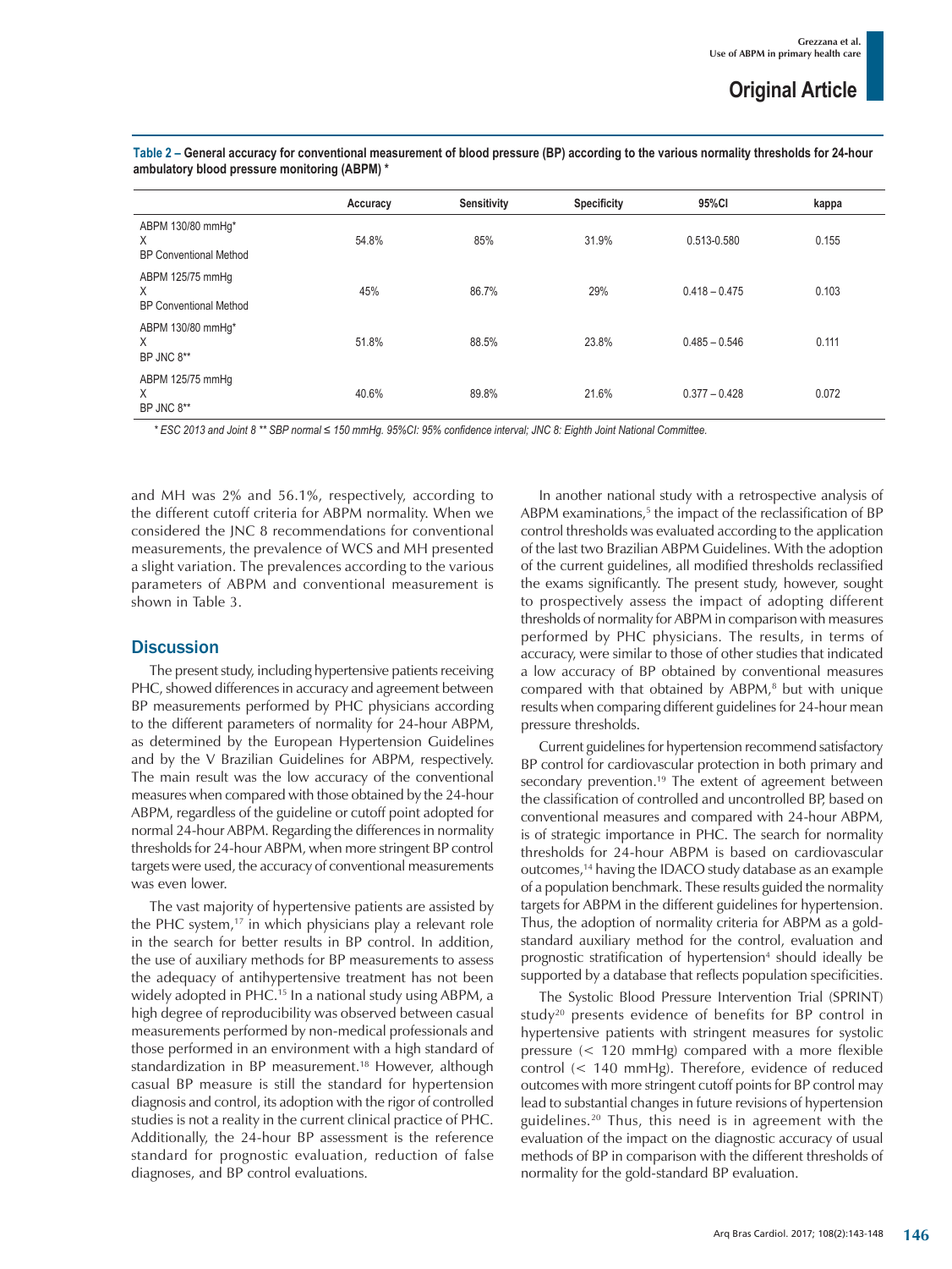**Table 2 – General accuracy for conventional measurement of blood pressure (BP) according to the various normality thresholds for 24-hour ambulatory blood pressure monitoring (ABPM) ***

| | Accuracy | Sensitivity | Specificity | 95%CI | kappa |
|---|---|---|---|---|---|
| ABPM 130/80 mmHg* X BP Conventional Method | 54.8% | 85% | 31.9% | 0.513-0.580 | 0.155 |
| ABPM 125/75 mmHg X BP Conventional Method | 45% | 86.7% | 29% | 0.418 – 0.475 | 0.103 |
| ABPM 130/80 mmHg* X BP JNC 8** | 51.8% | 88.5% | 23.8% | 0.485 – 0.546 | 0.111 |
| ABPM 125/75 mmHg X BP JNC 8** | 40.6% | 89.8% | 21.6% | 0.377 – 0.428 | 0.072 |

*\* ESC 2013 and Joint 8 \*\* SBP normal ≤ 150 mmHg. 95%CI: 95% confidence interval; JNC 8: Eighth Joint National Committee.*

and MH was 2% and 56.1%, respectively, according to the different cutoff criteria for ABPM normality. When we considered the JNC 8 recommendations for conventional measurements, the prevalence of WCS and MH presented a slight variation. The prevalences according to the various parameters of ABPM and conventional measurement is shown in Table 3.

## Discussion

The present study, including hypertensive patients receiving PHC, showed differences in accuracy and agreement between BP measurements performed by PHC physicians according to the different parameters of normality for 24-hour ABPM, as determined by the European Hypertension Guidelines and by the V Brazilian Guidelines for ABPM, respectively. The main result was the low accuracy of the conventional measures when compared with those obtained by the 24-hour ABPM, regardless of the guideline or cutoff point adopted for normal 24-hour ABPM. Regarding the differences in normality thresholds for 24-hour ABPM, when more stringent BP control targets were used, the accuracy of conventional measurements was even lower.

The vast majority of hypertensive patients are assisted by the PHC system,[17] in which physicians play a relevant role in the search for better results in BP control. In addition, the use of auxiliary methods for BP measurements to assess the adequacy of antihypertensive treatment has not been widely adopted in PHC.[15] In a national study using ABPM, a high degree of reproducibility was observed between casual measurements performed by non-medical professionals and those performed in an environment with a high standard of standardization in BP measurement.[18] However, although casual BP measure is still the standard for hypertension diagnosis and control, its adoption with the rigor of controlled studies is not a reality in the current clinical practice of PHC. Additionally, the 24-hour BP assessment is the reference standard for prognostic evaluation, reduction of false diagnoses, and BP control evaluations.

In another national study with a retrospective analysis of ABPM examinations,[5] the impact of the reclassification of BP control thresholds was evaluated according to the application of the last two Brazilian ABPM Guidelines. With the adoption of the current guidelines, all modified thresholds reclassified the exams significantly. The present study, however, sought to prospectively assess the impact of adopting different thresholds of normality for ABPM in comparison with measures performed by PHC physicians. The results, in terms of accuracy, were similar to those of other studies that indicated a low accuracy of BP obtained by conventional measures compared with that obtained by ABPM,[8] but with unique results when comparing different guidelines for 24-hour mean pressure thresholds.

Current guidelines for hypertension recommend satisfactory BP control for cardiovascular protection in both primary and secondary prevention.[19] The extent of agreement between the classification of controlled and uncontrolled BP, based on conventional measures and compared with 24-hour ABPM, is of strategic importance in PHC. The search for normality thresholds for 24-hour ABPM is based on cardiovascular outcomes,[14] having the IDACO study database as an example of a population benchmark. These results guided the normality targets for ABPM in the different guidelines for hypertension. Thus, the adoption of normality criteria for ABPM as a gold-standard auxiliary method for the control, evaluation and prognostic stratification of hypertension[4] should ideally be supported by a database that reflects population specificities.

The Systolic Blood Pressure Intervention Trial (SPRINT) study[20] presents evidence of benefits for BP control in hypertensive patients with stringent measures for systolic pressure (< 120 mmHg) compared with a more flexible control (< 140 mmHg). Therefore, evidence of reduced outcomes with more stringent cutoff points for BP control may lead to substantial changes in future revisions of hypertension guidelines.[20] Thus, this need is in agreement with the evaluation of the impact on the diagnostic accuracy of usual methods of BP in comparison with the different thresholds of normality for the gold-standard BP evaluation.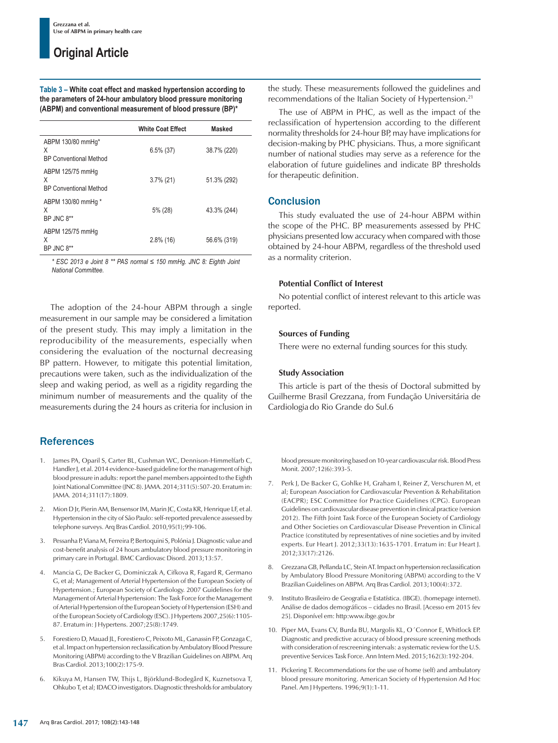**Table 3 – White coat effect and masked hypertension according to the parameters of 24-hour ambulatory blood pressure monitoring (ABPM) and conventional measurement of blood pressure (BP)***

| | White Coat Effect | Masked |
|---|---|---|
| ABPM 130/80 mmHg* X BP Conventional Method | 6.5% (37) | 38.7% (220) |
| ABPM 125/75 mmHg X BP Conventional Method | 3.7% (21) | 51.3% (292) |
| ABPM 130/80 mmHg * X BP JNC 8** | 5% (28) | 43.3% (244) |
| ABPM 125/75 mmHg X BP JNC 8** | 2.8% (16) | 56.6% (319) |

*\* ESC 2013 e Joint 8 \*\* PAS normal ≤ 150 mmHg. JNC 8: Eighth Joint National Committee.*

The adoption of the 24-hour ABPM through a single measurement in our sample may be considered a limitation of the present study. This may imply a limitation in the reproducibility of the measurements, especially when considering the evaluation of the nocturnal decreasing BP pattern. However, to mitigate this potential limitation, precautions were taken, such as the individualization of the sleep and waking period, as well as a rigidity regarding the minimum number of measurements and the quality of the measurements during the 24 hours as criteria for inclusion in the study. These measurements followed the guidelines and recommendations of the Italian Society of Hypertension.[21]

The use of ABPM in PHC, as well as the impact of the reclassification of hypertension according to the different normality thresholds for 24-hour BP, may have implications for decision-making by PHC physicians. Thus, a more significant number of national studies may serve as a reference for the elaboration of future guidelines and indicate BP thresholds for therapeutic definition.

## Conclusion

This study evaluated the use of 24-hour ABPM within the scope of the PHC. BP measurements assessed by PHC physicians presented low accuracy when compared with those obtained by 24-hour ABPM, regardless of the threshold used as a normality criterion.

### Potential Conflict of Interest

No potential conflict of interest relevant to this article was reported.

### Sources of Funding

There were no external funding sources for this study.

### Study Association

This article is part of the thesis of Doctoral submitted by Guilherme Brasil Grezzana, from Fundação Universitária de Cardiologia do Rio Grande do Sul.6

## References

1. James PA, Oparil S, Carter BL, Cushman WC, Dennison-Himmelfarb C, Handler J, et al. 2014 evidence-based guideline for the management of high blood pressure in adults: report the panel members appointed to the Eighth Joint National Committee (JNC 8). JAMA. 2014;311(5):507-20. Erratum in: JAMA. 2014;311(17):1809.
2. Mion D Jr, Pierin AM, Bensensor IM, Marin JC, Costa KR, Henrique LF, et al. Hypertension in the city of São Paulo: self-reported prevalence assessed by telephone surveys. Arq Bras Cardiol. 2010,95(1);99-106.
3. Pessanha P, Viana M, Ferreira P, Bertoquini S, Polónia J. Diagnostic value and cost-benefit analysis of 24 hours ambulatory blood pressure monitoring in primary care in Portugal. BMC Cardiovasc Disord. 2013;13:57.
4. Mancia G, De Backer G, Dominiczak A, Cifkova R, Fagard R, Germano G, et al; Management of Arterial Hypertension of the European Society of Hypertension.; European Society of Cardiology. 2007 Guidelines for the Management of Arterial Hypertension: The Task Force for the Management of Arterial Hypertension of the European Society of Hypertension (ESH) and of the European Society of Cardiology (ESC). J Hypertens 2007,25(6):1105-87. Erratum in: J Hypertens. 2007;25(8):1749.
5. Forestiero D, Mauad JL, Forestiero C, Peixoto ML, Ganassin FP, Gonzaga C, et al. Impact on hypertension reclassification by Ambulatory Blood Pressure Monitoring (ABPM) according to the V Brazilian Guidelines on ABPM. Arq Bras Cardiol. 2013;100(2):175-9.
6. Kikuya M, Hansen TW, Thijs L, Björklund-Bodegård K, Kuznetsova T, Ohkubo T, et al; IDACO investigators. Diagnostic thresholds for ambulatory blood pressure monitoring based on 10-year cardiovascular risk. Blood Press Monit. 2007;12(6):393-5.
7. Perk J, De Backer G, Gohlke H, Graham I, Reiner Z, Verschuren M, et al; European Association for Cardiovascular Prevention & Rehabilitation (EACPR); ESC Committee for Practice Guidelines (CPG). European Guidelines on cardiovascular disease prevention in clinical practice (version 2012). The Fifth Joint Task Force of the European Society of Cardiology and Other Societies on Cardiovascular Disease Prevention in Clinical Practice (constituted by representatives of nine societies and by invited experts. Eur Heart J. 2012;33(13):1635-1701. Erratum in: Eur Heart J. 2012;33(17):2126.
8. Grezzana GB, Pellanda LC, Stein AT. Impact on hypertension reclassification by Ambulatory Blood Pressure Monitoring (ABPM) according to the V Brazilian Guidelines on ABPM. Arq Bras Cardiol. 2013;100(4):372.
9. Instituto Brasileiro de Geografia e Estatística. (IBGE). (homepage internet). Análise de dados demográficos – cidades no Brasil. [Acesso em 2015 fev 25]. Disponível em: http:www.ibge.gov.br
10. Piper MA, Evans CV, Burda BU, Margolis KL, O´Connor E, Whitlock EP. Diagnostic and predictive accuracy of blood pressure screening methods with consideration of rescreening intervals: a systematic review for the U.S. preventive Services Task Force. Ann Intern Med. 2015;162(3):192-204.
11. Pickering T. Recommendations for the use of home (self) and ambulatory blood pressure monitoring. American Society of Hypertension Ad Hoc Panel. Am J Hypertens. 1996;9(1):1-11.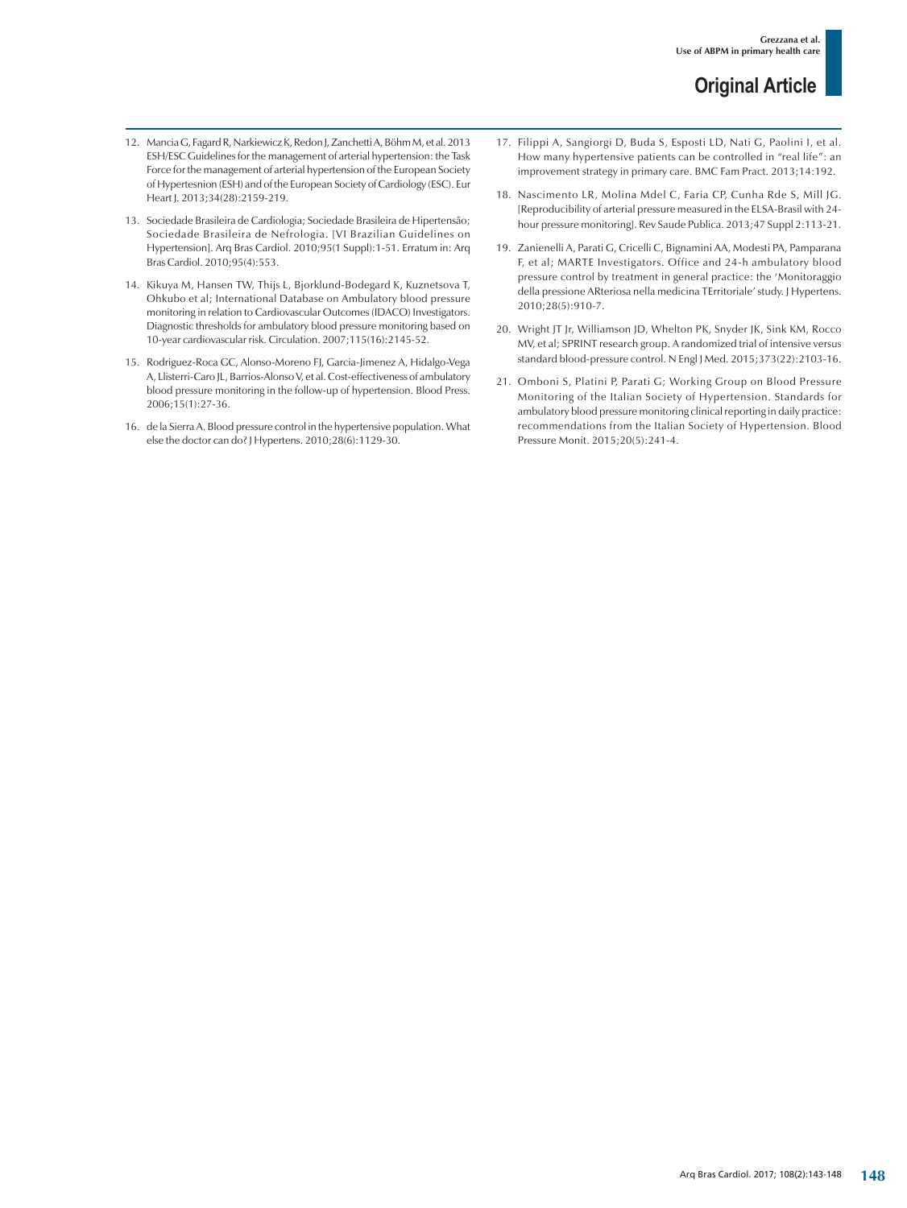12. Mancia G, Fagard R, Narkiewicz K, Redon J, Zanchetti A, Böhm M, et al. 2013 ESH/ESC Guidelines for the management of arterial hypertension: the Task Force for the management of arterial hypertension of the European Society of Hypertesnion (ESH) and of the European Society of Cardiology (ESC). Eur Heart J. 2013;34(28):2159-219.

13. Sociedade Brasileira de Cardiologia; Sociedade Brasileira de Hipertensão; Sociedade Brasileira de Nefrologia. [VI Brazilian Guidelines on Hypertension]. Arq Bras Cardiol. 2010;95(1 Suppl):1-51. Erratum in: Arq Bras Cardiol. 2010;95(4):553.

14. Kikuya M, Hansen TW, Thijs L, Bjorklund-Bodegard K, Kuznetsova T, Ohkubo et al; International Database on Ambulatory blood pressure monitoring in relation to Cardiovascular Outcomes (IDACO) Investigators. Diagnostic thresholds for ambulatory blood pressure monitoring based on 10-year cardiovascular risk. Circulation. 2007;115(16):2145-52.

15. Rodriguez-Roca GC, Alonso-Moreno FJ, Garcia-Jimenez A, Hidalgo-Vega A, Llisterri-Caro JL, Barrios-Alonso V, et al. Cost-effectiveness of ambulatory blood pressure monitoring in the follow-up of hypertension. Blood Press. 2006;15(1):27-36.

16. de la Sierra A. Blood pressure control in the hypertensive population. What else the doctor can do? J Hypertens. 2010;28(6):1129-30.

17. Filippi A, Sangiorgi D, Buda S, Esposti LD, Nati G, Paolini I, et al. How many hypertensive patients can be controlled in "real life": an improvement strategy in primary care. BMC Fam Pract. 2013;14:192.

18. Nascimento LR, Molina Mdel C, Faria CP, Cunha Rde S, Mill JG. [Reproducibility of arterial pressure measured in the ELSA-Brasil with 24-hour pressure monitoring]. Rev Saude Publica. 2013;47 Suppl 2:113-21.

19. Zanienelli A, Parati G, Cricelli C, Bignamini AA, Modesti PA, Pamparana F, et al; MARTE Investigators. Office and 24-h ambulatory blood pressure control by treatment in general practice: the 'Monitoraggio della pressione ARteriosa nella medicina TErritoriale' study. J Hypertens. 2010;28(5):910-7.

20. Wright JT Jr, Williamson JD, Whelton PK, Snyder JK, Sink KM, Rocco MV, et al; SPRINT research group. A randomized trial of intensive versus standard blood-pressure control. N Engl J Med. 2015;373(22):2103-16.

21. Omboni S, Platini P, Parati G; Working Group on Blood Pressure Monitoring of the Italian Society of Hypertension. Standards for ambulatory blood pressure monitoring clinical reporting in daily practice: recommendations from the Italian Society of Hypertension. Blood Pressure Monit. 2015;20(5):241-4.